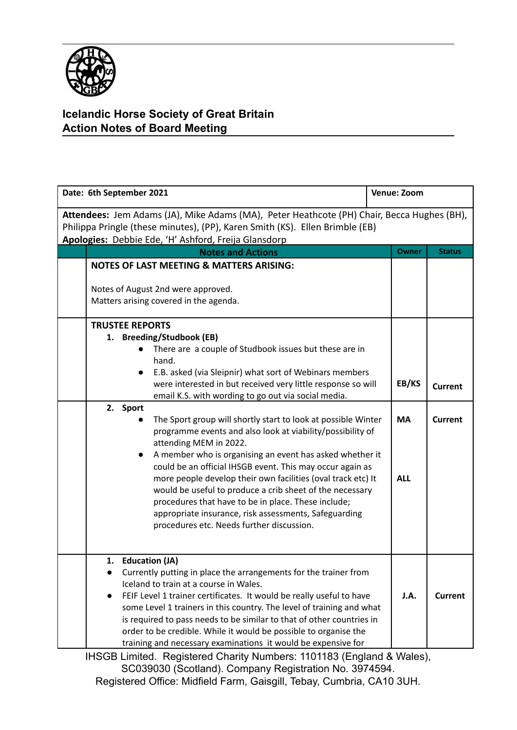# Icelandic Horse Society of Great Britain
## Action Notes of Board Meeting

| Date: 6th September 2021 | | Venue: Zoom | |
|---|---|---|---|
| **Attendees:** Jem Adams (JA), Mike Adams (MA), Peter Heathcote (PH) Chair, Becca Hughes (BH), Philippa Pringle (these minutes), (PP), Karen Smith (KS). Ellen Brimble (EB) **Apologies:** Debbie Ede, 'H' Ashford, Freija Glansdorp | | | |
| | **Notes and Actions** | **Owner** | **Status** |
| | **NOTES OF LAST MEETING & MATTERS ARISING:** Notes of August 2nd were approved. Matters arising covered in the agenda. | | |
| | **TRUSTEE REPORTS** **1. Breeding/Studbook (EB)** • There are a couple of Studbook issues but these are in hand. • E.B. asked (via Sleipnir) what sort of Webinars members were interested in but received very little response so will email K.S. with wording to go out via social media. | EB/KS | Current |
| | **2. Sport** • The Sport group will shortly start to look at possible Winter programme events and also look at viability/possibility of attending MEM in 2022. | MA | Current |
| | • A member who is organising an event has asked whether it could be an official IHSGB event. This may occur again as more people develop their own facilities (oval track etc) It would be useful to produce a crib sheet of the necessary procedures that have to be in place. These include; appropriate insurance, risk assessments, Safeguarding procedures etc. Needs further discussion. | ALL | |
| | **1. Education (JA)** • Currently putting in place the arrangements for the trainer from Iceland to train at a course in Wales. • FEIF Level 1 trainer certificates. It would be really useful to have some Level 1 trainers in this country. The level of training and what is required to pass needs to be similar to that of other countries in order to be credible. While it would be possible to organise the training and necessary examinations it would be expensive for | J.A. | Current |

IHSGB Limited. Registered Charity Numbers: 1101183 (England & Wales), SC039030 (Scotland). Company Registration No. 3974594.
Registered Office: Midfield Farm, Gaisgill, Tebay, Cumbria, CA10 3UH.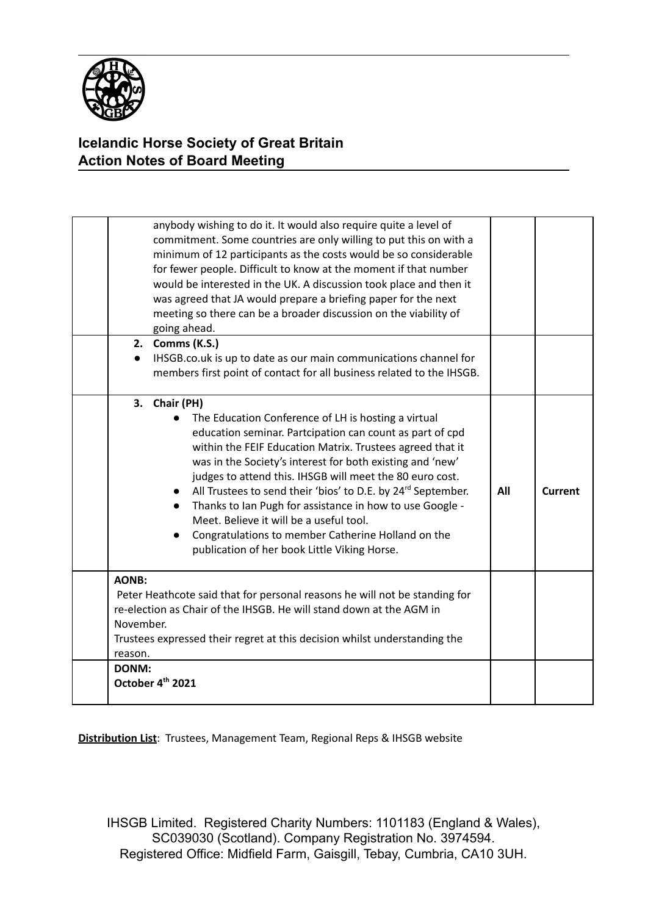## Icelandic Horse Society of Great Britain
## Action Notes of Board Meeting

| | | | |
|---|---|---|---|
| | anybody wishing to do it. It would also require quite a level of commitment. Some countries are only willing to put this on with a minimum of 12 participants as the costs would be so considerable for fewer people. Difficult to know at the moment if that number would be interested in the UK. A discussion took place and then it was agreed that JA would prepare a briefing paper for the next meeting so there can be a broader discussion on the viability of going ahead. | | |
| | **2. Comms (K.S.)**<br>● IHSGB.co.uk is up to date as our main communications channel for members first point of contact for all business related to the IHSGB. | | |
| | **3. Chair (PH)**<br>● The Education Conference of LH is hosting a virtual education seminar. Partcipation can count as part of cpd within the FEIF Education Matrix. Trustees agreed that it was in the Society's interest for both existing and 'new' judges to attend this. IHSGB will meet the 80 euro cost.<br>● All Trustees to send their 'bios' to D.E. by 24th September.<br>● Thanks to Ian Pugh for assistance in how to use Google - Meet. Believe it will be a useful tool.<br>● Congratulations to member Catherine Holland on the publication of her book Little Viking Horse. | **All** | **Current** |
| | **AONB:**<br>Peter Heathcote said that for personal reasons he will not be standing for re-election as Chair of the IHSGB. He will stand down at the AGM in November.<br>Trustees expressed their regret at this decision whilst understanding the reason. | | |
| | **DONM:**<br>**October 4th 2021** | | |

**Distribution List**: Trustees, Management Team, Regional Reps & IHSGB website

IHSGB Limited. Registered Charity Numbers: 1101183 (England & Wales), SC039030 (Scotland). Company Registration No. 3974594. Registered Office: Midfield Farm, Gaisgill, Tebay, Cumbria, CA10 3UH.